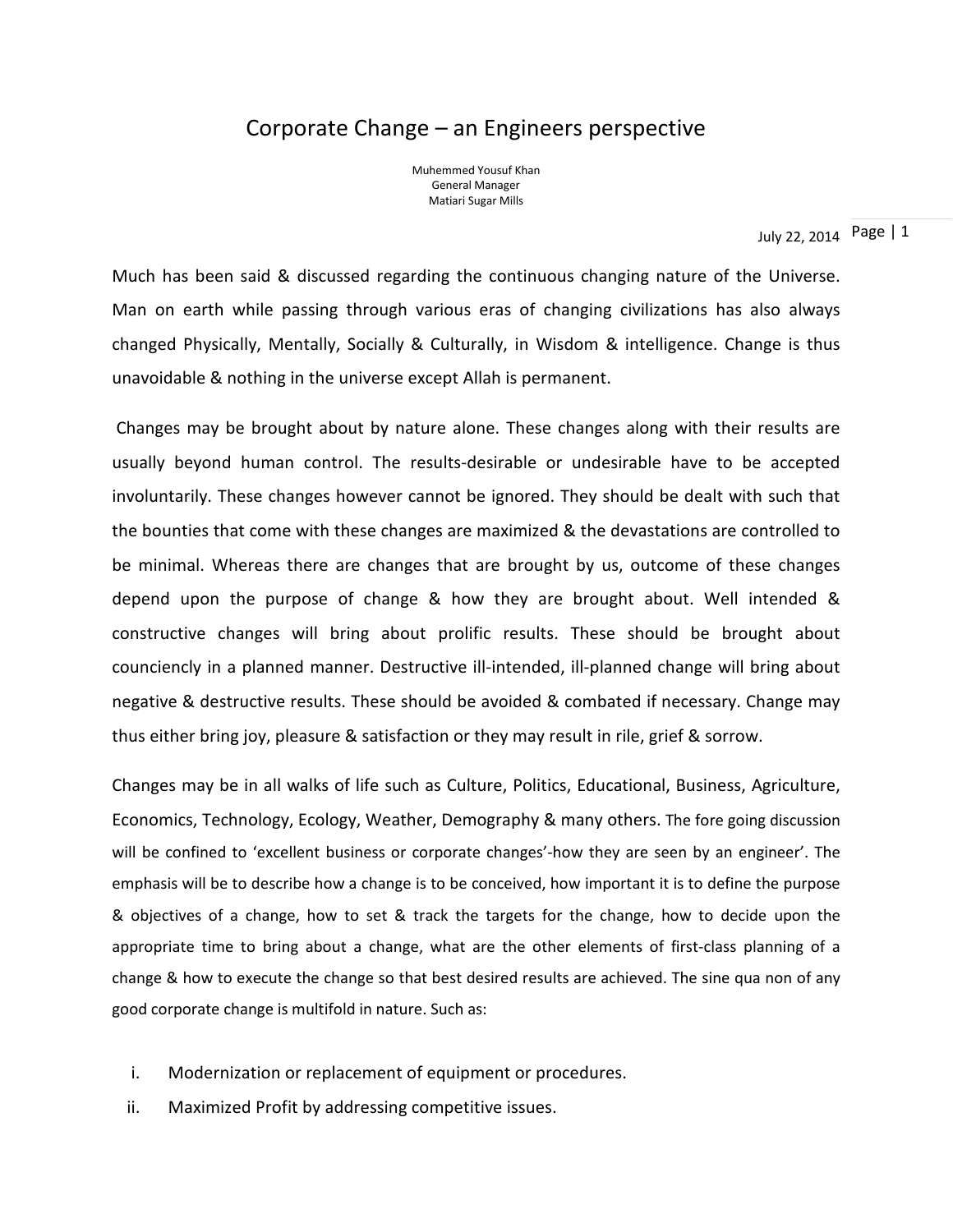# Corporate Change – an Engineers perspective

Muhemmed Yousuf Khan
General Manager
Matiari Sugar Mills

July 22, 2014

Much has been said & discussed regarding the continuous changing nature of the Universe. Man on earth while passing through various eras of changing civilizations has also always changed Physically, Mentally, Socially & Culturally, in Wisdom & intelligence. Change is thus unavoidable & nothing in the universe except Allah is permanent.

Changes may be brought about by nature alone. These changes along with their results are usually beyond human control. The results-desirable or undesirable have to be accepted involuntarily. These changes however cannot be ignored. They should be dealt with such that the bounties that come with these changes are maximized & the devastations are controlled to be minimal. Whereas there are changes that are brought by us, outcome of these changes depend upon the purpose of change & how they are brought about. Well intended & constructive changes will bring about prolific results. These should be brought about counciencly in a planned manner. Destructive ill-intended, ill-planned change will bring about negative & destructive results. These should be avoided & combated if necessary. Change may thus either bring joy, pleasure & satisfaction or they may result in rile, grief & sorrow.

Changes may be in all walks of life such as Culture, Politics, Educational, Business, Agriculture, Economics, Technology, Ecology, Weather, Demography & many others. The fore going discussion will be confined to 'excellent business or corporate changes'-how they are seen by an engineer'. The emphasis will be to describe how a change is to be conceived, how important it is to define the purpose & objectives of a change, how to set & track the targets for the change, how to decide upon the appropriate time to bring about a change, what are the other elements of first-class planning of a change & how to execute the change so that best desired results are achieved. The sine qua non of any good corporate change is multifold in nature. Such as:

i. Modernization or replacement of equipment or procedures.
ii. Maximized Profit by addressing competitive issues.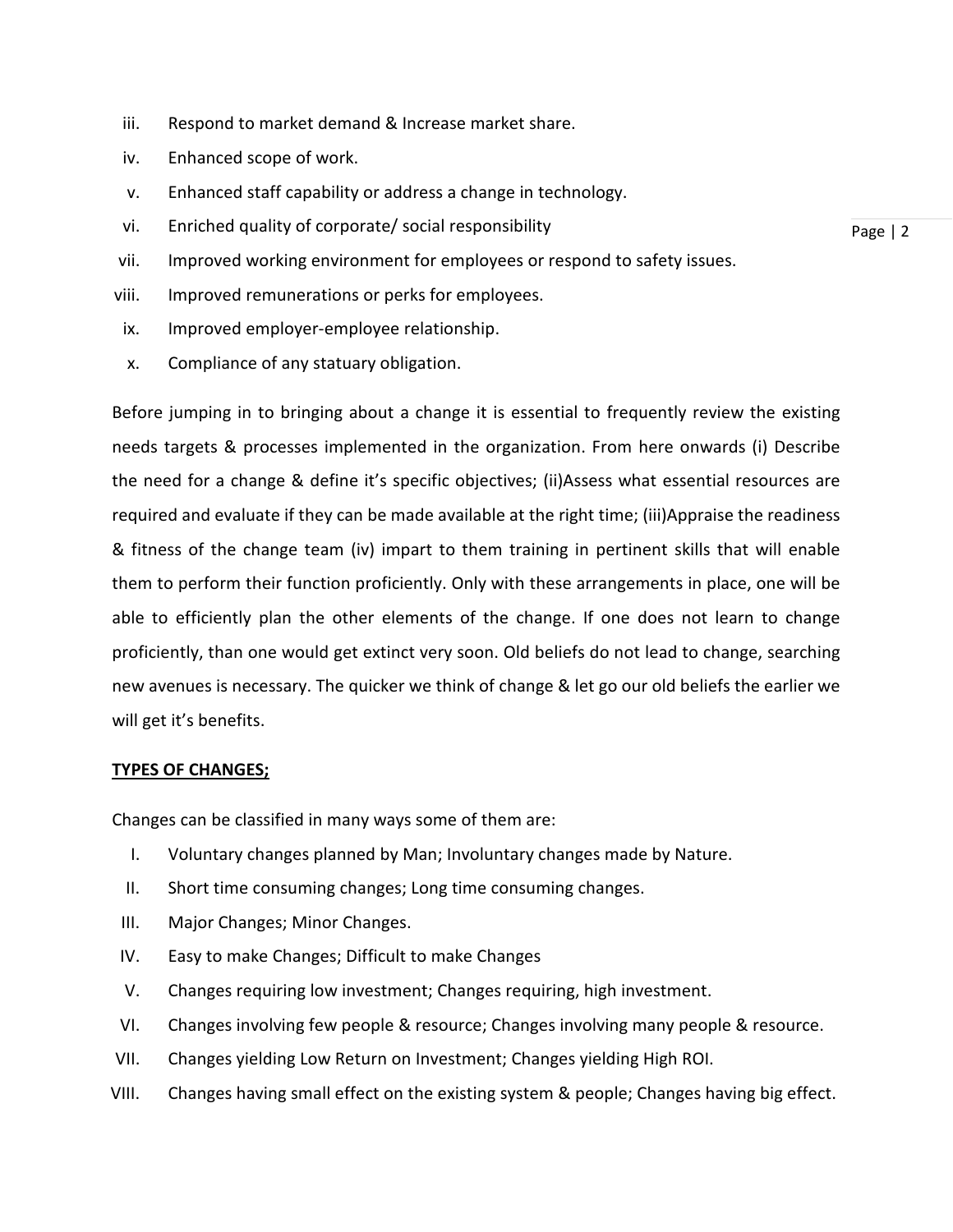iii. Respond to market demand & Increase market share.
iv. Enhanced scope of work.
v. Enhanced staff capability or address a change in technology.
vi. Enriched quality of corporate/ social responsibility
vii. Improved working environment for employees or respond to safety issues.
viii. Improved remunerations or perks for employees.
ix. Improved employer-employee relationship.
x. Compliance of any statuary obligation.

Before jumping in to bringing about a change it is essential to frequently review the existing needs targets & processes implemented in the organization. From here onwards (i) Describe the need for a change & define it's specific objectives; (ii)Assess what essential resources are required and evaluate if they can be made available at the right time; (iii)Appraise the readiness & fitness of the change team (iv) impart to them training in pertinent skills that will enable them to perform their function proficiently. Only with these arrangements in place, one will be able to efficiently plan the other elements of the change. If one does not learn to change proficiently, than one would get extinct very soon. Old beliefs do not lead to change, searching new avenues is necessary. The quicker we think of change & let go our old beliefs the earlier we will get it's benefits.

**TYPES OF CHANGES;**

Changes can be classified in many ways some of them are:

I. Voluntary changes planned by Man; Involuntary changes made by Nature.
II. Short time consuming changes; Long time consuming changes.
III. Major Changes; Minor Changes.
IV. Easy to make Changes; Difficult to make Changes
V. Changes requiring low investment; Changes requiring, high investment.
VI. Changes involving few people & resource; Changes involving many people & resource.
VII. Changes yielding Low Return on Investment; Changes yielding High ROI.
VIII. Changes having small effect on the existing system & people; Changes having big effect.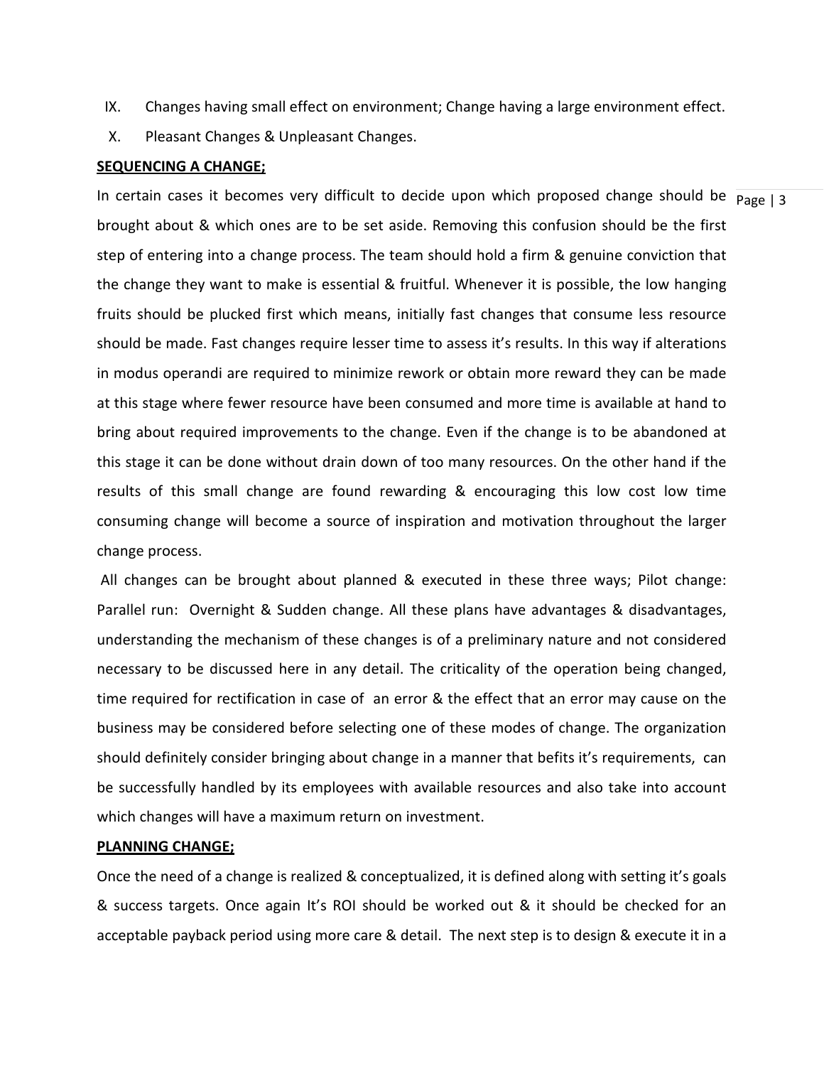IX. Changes having small effect on environment; Change having a large environment effect.

X. Pleasant Changes & Unpleasant Changes.

**SEQUENCING A CHANGE;**

In certain cases it becomes very difficult to decide upon which proposed change should be brought about & which ones are to be set aside. Removing this confusion should be the first step of entering into a change process. The team should hold a firm & genuine conviction that the change they want to make is essential & fruitful. Whenever it is possible, the low hanging fruits should be plucked first which means, initially fast changes that consume less resource should be made. Fast changes require lesser time to assess it's results. In this way if alterations in modus operandi are required to minimize rework or obtain more reward they can be made at this stage where fewer resource have been consumed and more time is available at hand to bring about required improvements to the change. Even if the change is to be abandoned at this stage it can be done without drain down of too many resources. On the other hand if the results of this small change are found rewarding & encouraging this low cost low time consuming change will become a source of inspiration and motivation throughout the larger change process.

All changes can be brought about planned & executed in these three ways; Pilot change: Parallel run: Overnight & Sudden change. All these plans have advantages & disadvantages, understanding the mechanism of these changes is of a preliminary nature and not considered necessary to be discussed here in any detail. The criticality of the operation being changed, time required for rectification in case of an error & the effect that an error may cause on the business may be considered before selecting one of these modes of change. The organization should definitely consider bringing about change in a manner that befits it's requirements, can be successfully handled by its employees with available resources and also take into account which changes will have a maximum return on investment.

**PLANNING CHANGE;**

Once the need of a change is realized & conceptualized, it is defined along with setting it's goals & success targets. Once again It's ROI should be worked out & it should be checked for an acceptable payback period using more care & detail. The next step is to design & execute it in a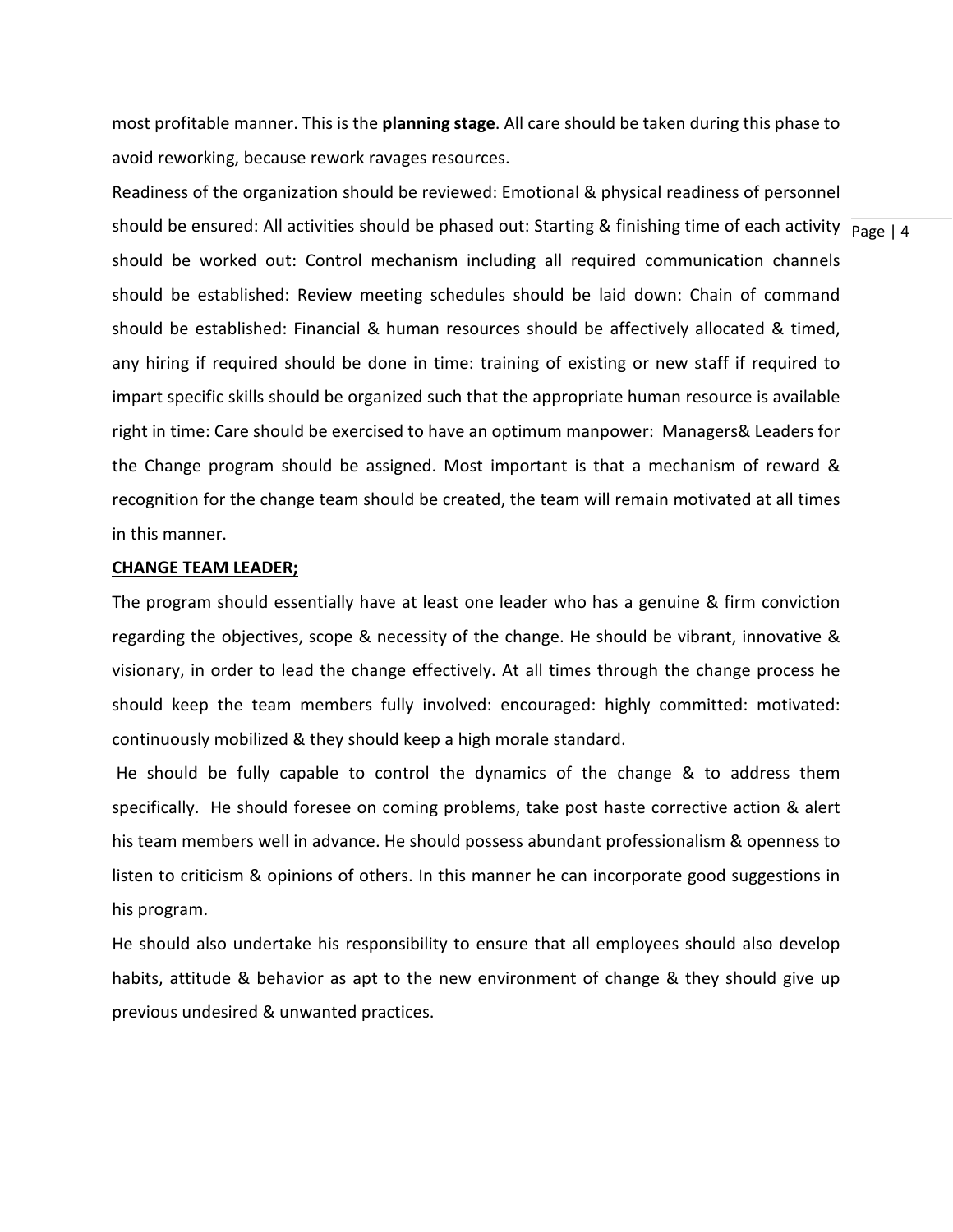most profitable manner. This is the **planning stage**. All care should be taken during this phase to avoid reworking, because rework ravages resources.

Readiness of the organization should be reviewed: Emotional & physical readiness of personnel should be ensured: All activities should be phased out: Starting & finishing time of each activity should be worked out: Control mechanism including all required communication channels should be established: Review meeting schedules should be laid down: Chain of command should be established: Financial & human resources should be affectively allocated & timed, any hiring if required should be done in time: training of existing or new staff if required to impart specific skills should be organized such that the appropriate human resource is available right in time: Care should be exercised to have an optimum manpower: Managers& Leaders for the Change program should be assigned. Most important is that a mechanism of reward & recognition for the change team should be created, the team will remain motivated at all times in this manner.

**CHANGE TEAM LEADER;**

The program should essentially have at least one leader who has a genuine & firm conviction regarding the objectives, scope & necessity of the change. He should be vibrant, innovative & visionary, in order to lead the change effectively. At all times through the change process he should keep the team members fully involved: encouraged: highly committed: motivated: continuously mobilized & they should keep a high morale standard.

He should be fully capable to control the dynamics of the change & to address them specifically. He should foresee on coming problems, take post haste corrective action & alert his team members well in advance. He should possess abundant professionalism & openness to listen to criticism & opinions of others. In this manner he can incorporate good suggestions in his program.

He should also undertake his responsibility to ensure that all employees should also develop habits, attitude & behavior as apt to the new environment of change & they should give up previous undesired & unwanted practices.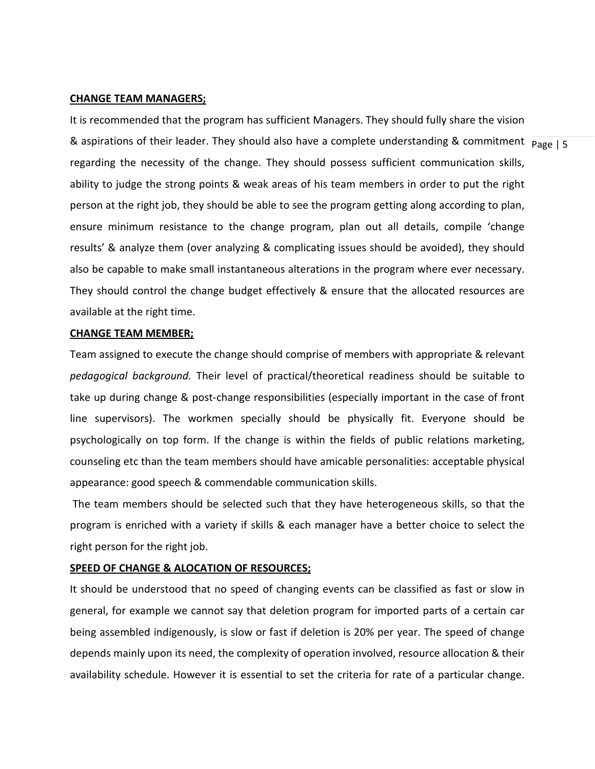**CHANGE TEAM MANAGERS;**

It is recommended that the program has sufficient Managers. They should fully share the vision & aspirations of their leader. They should also have a complete understanding & commitment regarding the necessity of the change. They should possess sufficient communication skills, ability to judge the strong points & weak areas of his team members in order to put the right person at the right job, they should be able to see the program getting along according to plan, ensure minimum resistance to the change program, plan out all details, compile 'change results' & analyze them (over analyzing & complicating issues should be avoided), they should also be capable to make small instantaneous alterations in the program where ever necessary. They should control the change budget effectively & ensure that the allocated resources are available at the right time.

**CHANGE TEAM MEMBER;**

Team assigned to execute the change should comprise of members with appropriate & relevant *pedagogical background.* Their level of practical/theoretical readiness should be suitable to take up during change & post-change responsibilities (especially important in the case of front line supervisors). The workmen specially should be physically fit. Everyone should be psychologically on top form. If the change is within the fields of public relations marketing, counseling etc than the team members should have amicable personalities: acceptable physical appearance: good speech & commendable communication skills.

The team members should be selected such that they have heterogeneous skills, so that the program is enriched with a variety if skills & each manager have a better choice to select the right person for the right job.

**SPEED OF CHANGE & ALOCATION OF RESOURCES;**

It should be understood that no speed of changing events can be classified as fast or slow in general, for example we cannot say that deletion program for imported parts of a certain car being assembled indigenously, is slow or fast if deletion is 20% per year. The speed of change depends mainly upon its need, the complexity of operation involved, resource allocation & their availability schedule. However it is essential to set the criteria for rate of a particular change.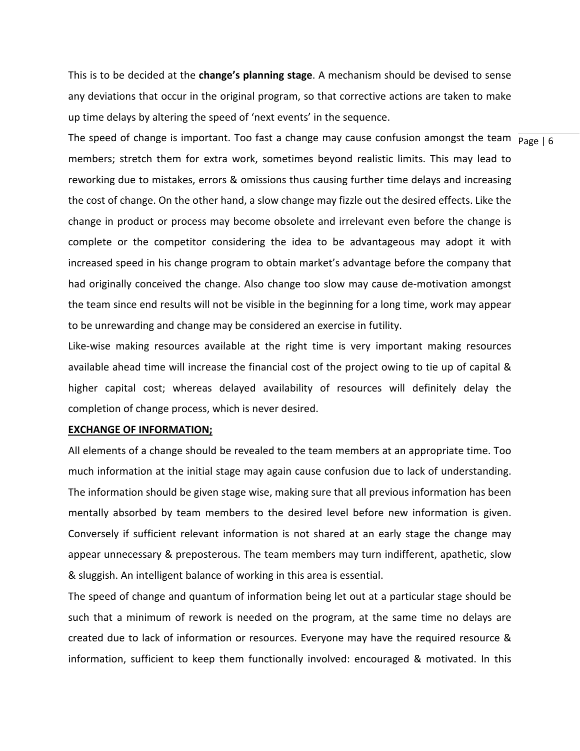This is to be decided at the **change's planning stage**. A mechanism should be devised to sense any deviations that occur in the original program, so that corrective actions are taken to make up time delays by altering the speed of 'next events' in the sequence.

The speed of change is important. Too fast a change may cause confusion amongst the team members; stretch them for extra work, sometimes beyond realistic limits. This may lead to reworking due to mistakes, errors & omissions thus causing further time delays and increasing the cost of change. On the other hand, a slow change may fizzle out the desired effects. Like the change in product or process may become obsolete and irrelevant even before the change is complete or the competitor considering the idea to be advantageous may adopt it with increased speed in his change program to obtain market's advantage before the company that had originally conceived the change. Also change too slow may cause de-motivation amongst the team since end results will not be visible in the beginning for a long time, work may appear to be unrewarding and change may be considered an exercise in futility.

Like-wise making resources available at the right time is very important making resources available ahead time will increase the financial cost of the project owing to tie up of capital & higher capital cost; whereas delayed availability of resources will definitely delay the completion of change process, which is never desired.

**EXCHANGE OF INFORMATION;**

All elements of a change should be revealed to the team members at an appropriate time. Too much information at the initial stage may again cause confusion due to lack of understanding. The information should be given stage wise, making sure that all previous information has been mentally absorbed by team members to the desired level before new information is given. Conversely if sufficient relevant information is not shared at an early stage the change may appear unnecessary & preposterous. The team members may turn indifferent, apathetic, slow & sluggish. An intelligent balance of working in this area is essential.

The speed of change and quantum of information being let out at a particular stage should be such that a minimum of rework is needed on the program, at the same time no delays are created due to lack of information or resources. Everyone may have the required resource & information, sufficient to keep them functionally involved: encouraged & motivated. In this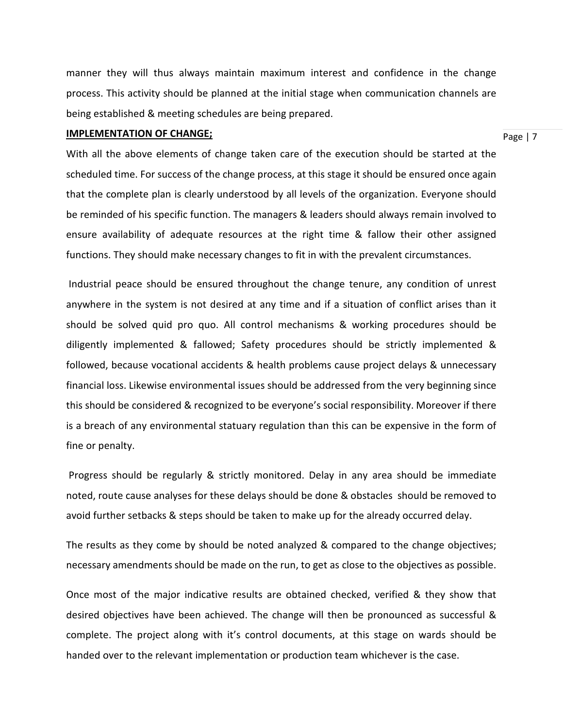manner they will thus always maintain maximum interest and confidence in the change process. This activity should be planned at the initial stage when communication channels are being established & meeting schedules are being prepared.

**IMPLEMENTATION OF CHANGE;**

With all the above elements of change taken care of the execution should be started at the scheduled time. For success of the change process, at this stage it should be ensured once again that the complete plan is clearly understood by all levels of the organization. Everyone should be reminded of his specific function. The managers & leaders should always remain involved to ensure availability of adequate resources at the right time & fallow their other assigned functions. They should make necessary changes to fit in with the prevalent circumstances.

Industrial peace should be ensured throughout the change tenure, any condition of unrest anywhere in the system is not desired at any time and if a situation of conflict arises than it should be solved quid pro quo. All control mechanisms & working procedures should be diligently implemented & fallowed; Safety procedures should be strictly implemented & followed, because vocational accidents & health problems cause project delays & unnecessary financial loss. Likewise environmental issues should be addressed from the very beginning since this should be considered & recognized to be everyone's social responsibility. Moreover if there is a breach of any environmental statuary regulation than this can be expensive in the form of fine or penalty.

Progress should be regularly & strictly monitored. Delay in any area should be immediate noted, route cause analyses for these delays should be done & obstacles should be removed to avoid further setbacks & steps should be taken to make up for the already occurred delay.

The results as they come by should be noted analyzed & compared to the change objectives; necessary amendments should be made on the run, to get as close to the objectives as possible.

Once most of the major indicative results are obtained checked, verified & they show that desired objectives have been achieved. The change will then be pronounced as successful & complete. The project along with it's control documents, at this stage on wards should be handed over to the relevant implementation or production team whichever is the case.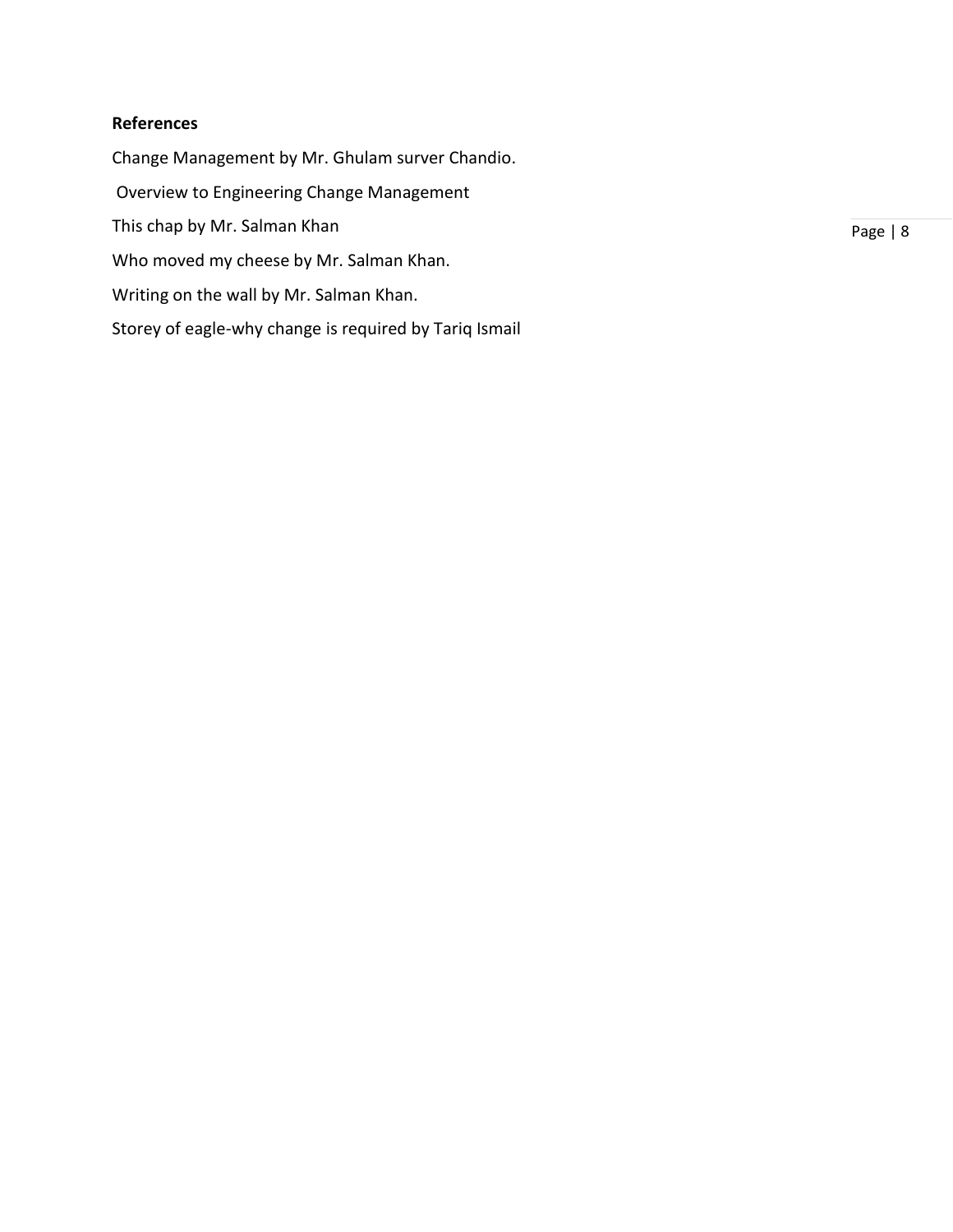**References**

Change Management by Mr. Ghulam surver Chandio.

Overview to Engineering Change Management

This chap by Mr. Salman Khan

Who moved my cheese by Mr. Salman Khan.

Writing on the wall by Mr. Salman Khan.

Storey of eagle-why change is required by Tariq Ismail